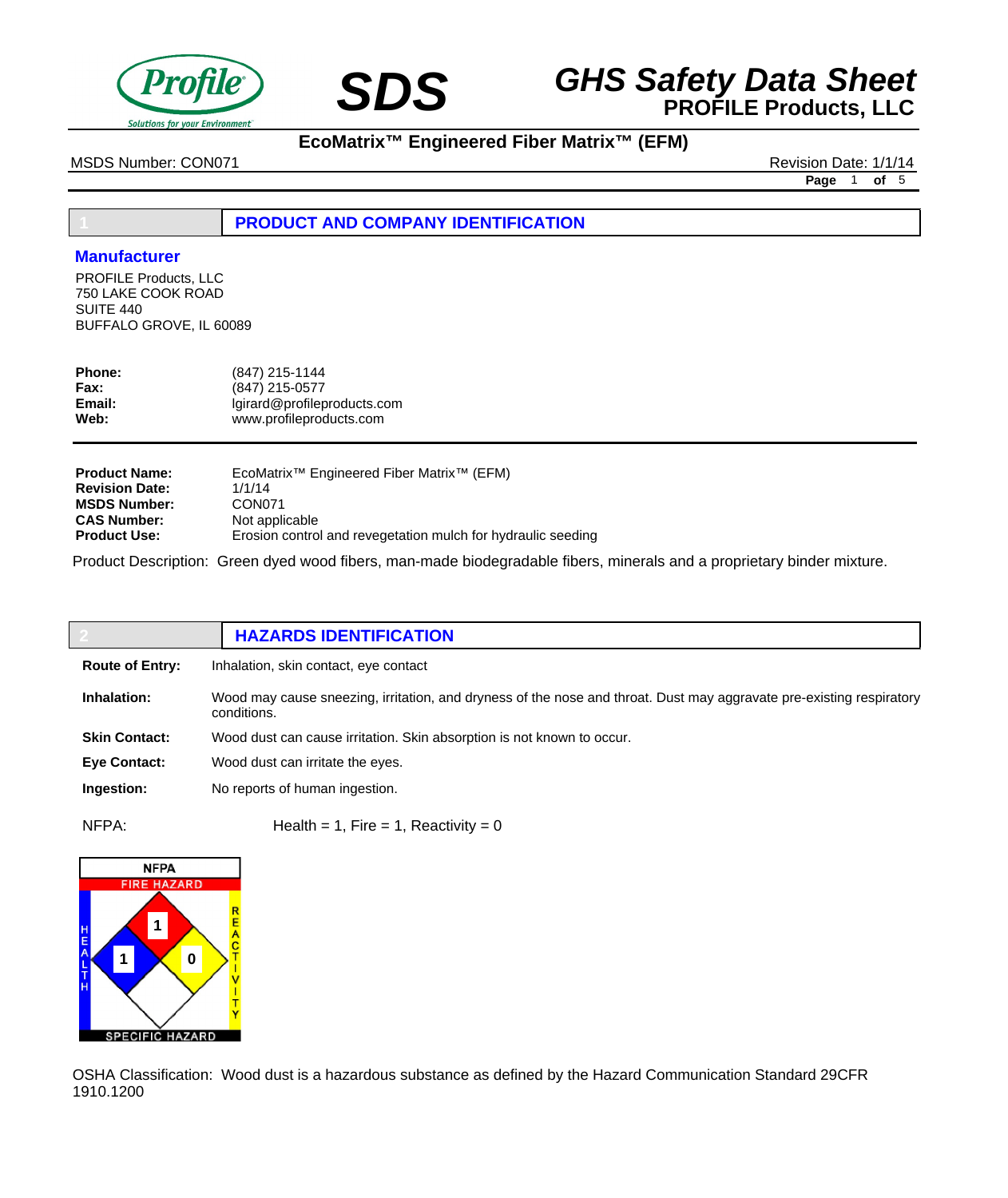# GHS Safety Data Sheet

**PROFILE Products, LLC**

**SDS**

## EcoMatrix™ Engineered Fiber Matrix™ (EFM)

MSDS Number: CON071

Revision Date: 1/1/14

## 1 PRODUCT AND COMPANY IDENTIFICATION

### Manufacturer

PROFILE Products, LLC
750 LAKE COOK ROAD
SUITE 440
BUFFALO GROVE, IL 60089

| | |
|---|---|
| **Phone:** | (847) 215-1144 |
| **Fax:** | (847) 215-0577 |
| **Email:** | lgirard@profileproducts.com |
| **Web:** | www.profileproducts.com |

| | |
|---|---|
| **Product Name:** | EcoMatrix™ Engineered Fiber Matrix™ (EFM) |
| **Revision Date:** | 1/1/14 |
| **MSDS Number:** | CON071 |
| **CAS Number:** | Not applicable |
| **Product Use:** | Erosion control and revegetation mulch for hydraulic seeding |

Product Description: Green dyed wood fibers, man-made biodegradable fibers, minerals and a proprietary binder mixture.

## 2 HAZARDS IDENTIFICATION

| | |
|---|---|
| **Route of Entry:** | Inhalation, skin contact, eye contact |
| **Inhalation:** | Wood may cause sneezing, irritation, and dryness of the nose and throat. Dust may aggravate pre-existing respiratory conditions. |
| **Skin Contact:** | Wood dust can cause irritation. Skin absorption is not known to occur. |
| **Eye Contact:** | Wood dust can irritate the eyes. |
| **Ingestion:** | No reports of human ingestion. |

NFPA: Health = 1, Fire = 1, Reactivity = 0

NFPA
FIRE HAZARD
1
HEALTH
1
REACTIVITY
0
SPECIFIC HAZARD

OSHA Classification: Wood dust is a hazardous substance as defined by the Hazard Communication Standard 29CFR 1910.1200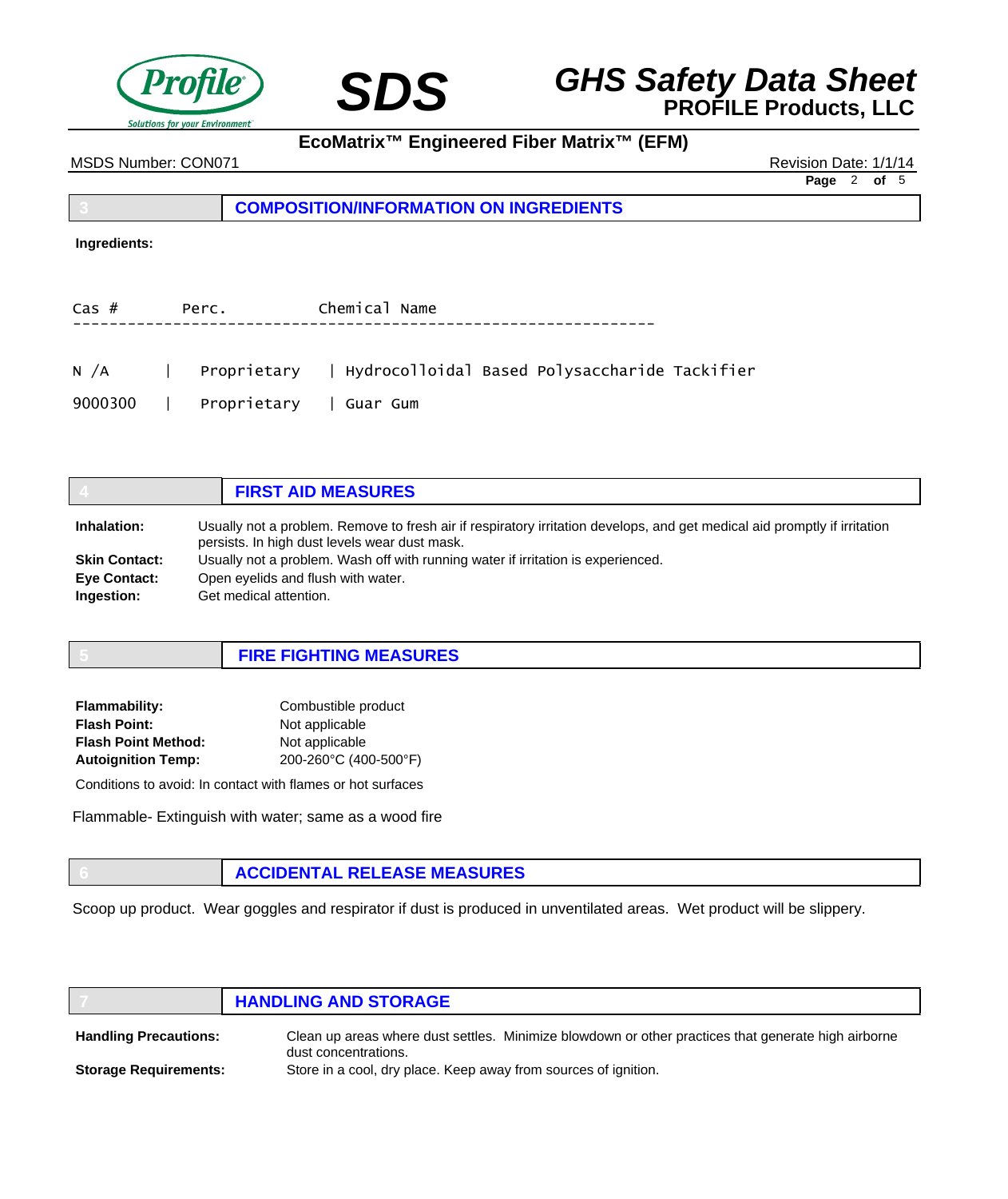## 3 COMPOSITION/INFORMATION ON INGREDIENTS

**Ingredients:**

| Cas # | Perc. | Chemical Name |
|---|---|---|
| N /A | Proprietary | Hydrocolloidal Based Polysaccharide Tackifier |
| 9000300 | Proprietary | Guar Gum |

## 4 FIRST AID MEASURES

**Inhalation:** Usually not a problem. Remove to fresh air if respiratory irritation develops, and get medical aid promptly if irritation persists. In high dust levels wear dust mask.

**Skin Contact:** Usually not a problem. Wash off with running water if irritation is experienced.

**Eye Contact:** Open eyelids and flush with water.

**Ingestion:** Get medical attention.

## 5 FIRE FIGHTING MEASURES

**Flammability:** Combustible product

**Flash Point:** Not applicable

**Flash Point Method:** Not applicable

**Autoignition Temp:** 200-260°C (400-500°F)

Conditions to avoid: In contact with flames or hot surfaces

Flammable- Extinguish with water; same as a wood fire

## 6 ACCIDENTAL RELEASE MEASURES

Scoop up product. Wear goggles and respirator if dust is produced in unventilated areas. Wet product will be slippery.

## 7 HANDLING AND STORAGE

**Handling Precautions:** Clean up areas where dust settles. Minimize blowdown or other practices that generate high airborne dust concentrations.

**Storage Requirements:** Store in a cool, dry place. Keep away from sources of ignition.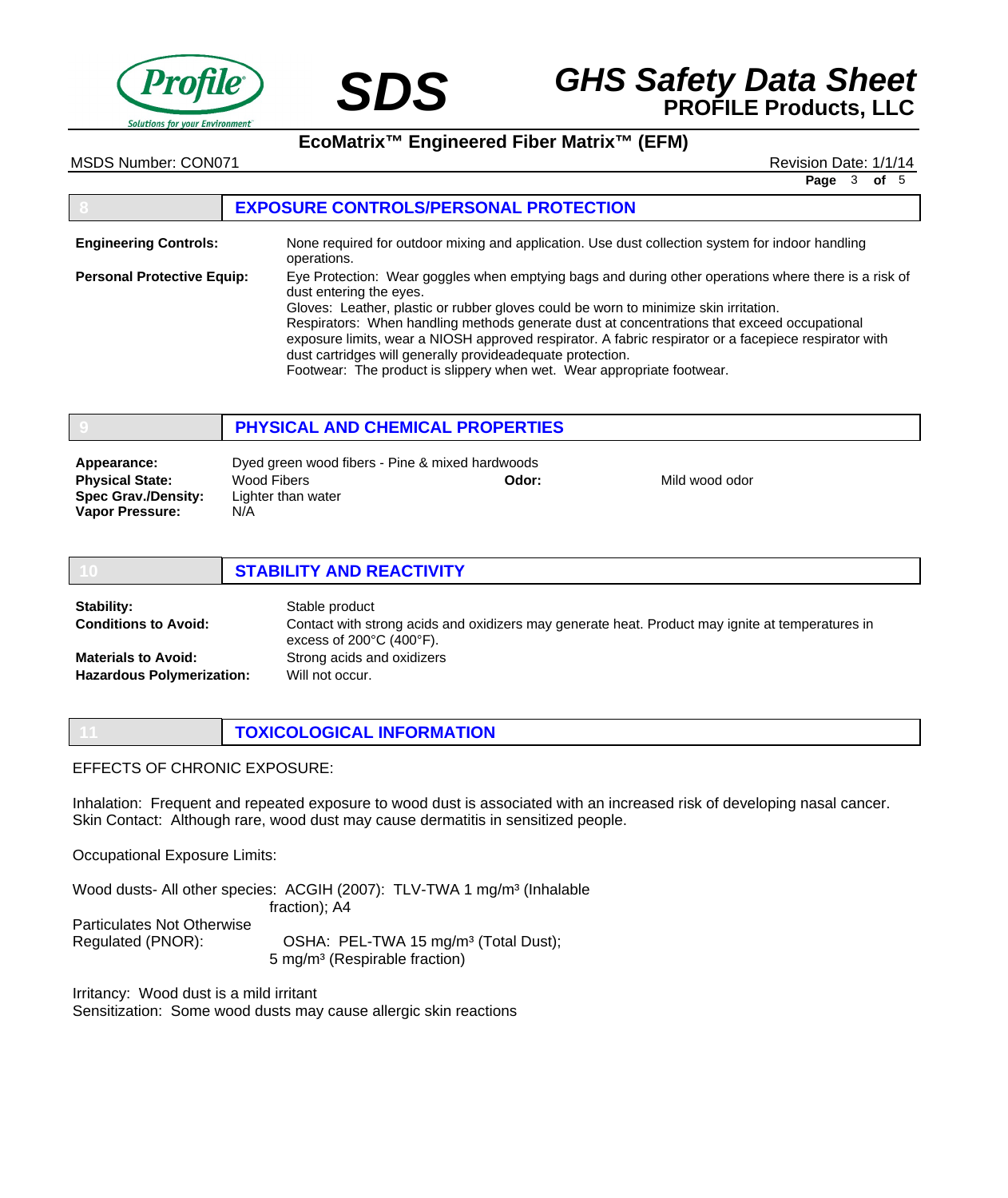## 8 EXPOSURE CONTROLS/PERSONAL PROTECTION

**Engineering Controls:** None required for outdoor mixing and application. Use dust collection system for indoor handling operations.

**Personal Protective Equip:** Eye Protection: Wear goggles when emptying bags and during other operations where there is a risk of dust entering the eyes.
Gloves: Leather, plastic or rubber gloves could be worn to minimize skin irritation.
Respirators: When handling methods generate dust at concentrations that exceed occupational exposure limits, wear a NIOSH approved respirator. A fabric respirator or a facepiece respirator with dust cartridges will generally provideadequate protection.
Footwear: The product is slippery when wet. Wear appropriate footwear.

## 9 PHYSICAL AND CHEMICAL PROPERTIES

**Appearance:** Dyed green wood fibers - Pine & mixed hardwoods
**Physical State:** Wood Fibers
**Odor:** Mild wood odor
**Spec Grav./Density:** Lighter than water
**Vapor Pressure:** N/A

## 10 STABILITY AND REACTIVITY

**Stability:** Stable product
**Conditions to Avoid:** Contact with strong acids and oxidizers may generate heat. Product may ignite at temperatures in excess of 200°C (400°F).
**Materials to Avoid:** Strong acids and oxidizers
**Hazardous Polymerization:** Will not occur.

## 11 TOXICOLOGICAL INFORMATION

EFFECTS OF CHRONIC EXPOSURE:

Inhalation: Frequent and repeated exposure to wood dust is associated with an increased risk of developing nasal cancer.
Skin Contact: Although rare, wood dust may cause dermatitis in sensitized people.

Occupational Exposure Limits:

Wood dusts- All other species: ACGIH (2007): TLV-TWA 1 mg/m³ (Inhalable fraction); A4

Particulates Not Otherwise Regulated (PNOR): OSHA: PEL-TWA 15 mg/m³ (Total Dust); 5 mg/m³ (Respirable fraction)

Irritancy: Wood dust is a mild irritant
Sensitization: Some wood dusts may cause allergic skin reactions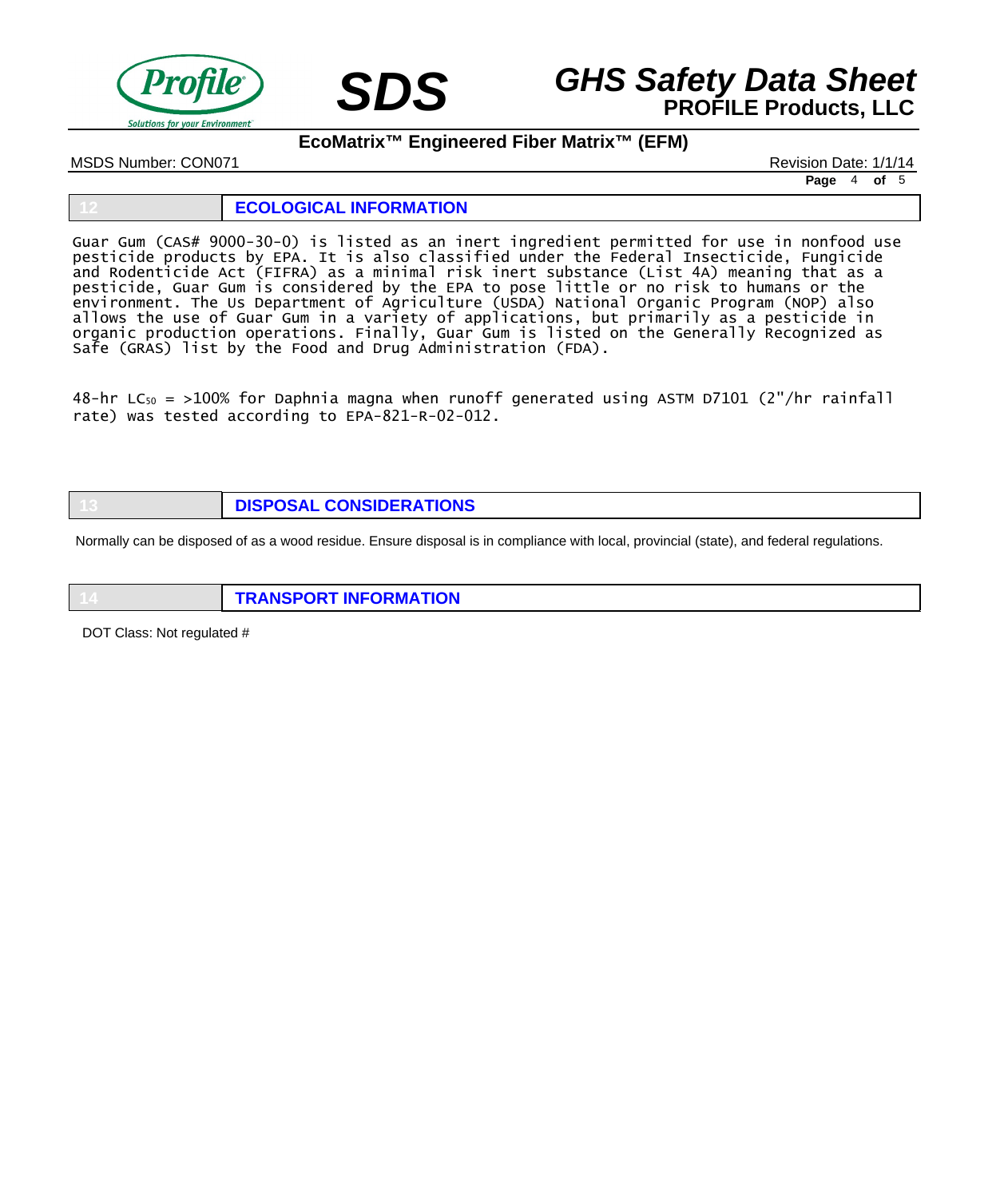## 12 ECOLOGICAL INFORMATION

Guar Gum (CAS# 9000-30-0) is listed as an inert ingredient permitted for use in nonfood use pesticide products by EPA. It is also classified under the Federal Insecticide, Fungicide and Rodenticide Act (FIFRA) as a minimal risk inert substance (List 4A) meaning that as a pesticide, Guar Gum is considered by the EPA to pose little or no risk to humans or the environment. The US Department of Agriculture (USDA) National Organic Program (NOP) also allows the use of Guar Gum in a variety of applications, but primarily as a pesticide in organic production operations. Finally, Guar Gum is listed on the Generally Recognized as Safe (GRAS) list by the Food and Drug Administration (FDA).

48-hr $LC_{50}$ = >100% for Daphnia magna when runoff generated using ASTM D7101 (2"/hr rainfall rate) was tested according to EPA-821-R-02-012.

## 13 DISPOSAL CONSIDERATIONS

Normally can be disposed of as a wood residue. Ensure disposal is in compliance with local, provincial (state), and federal regulations.

## 14 TRANSPORT INFORMATION

DOT Class: Not regulated #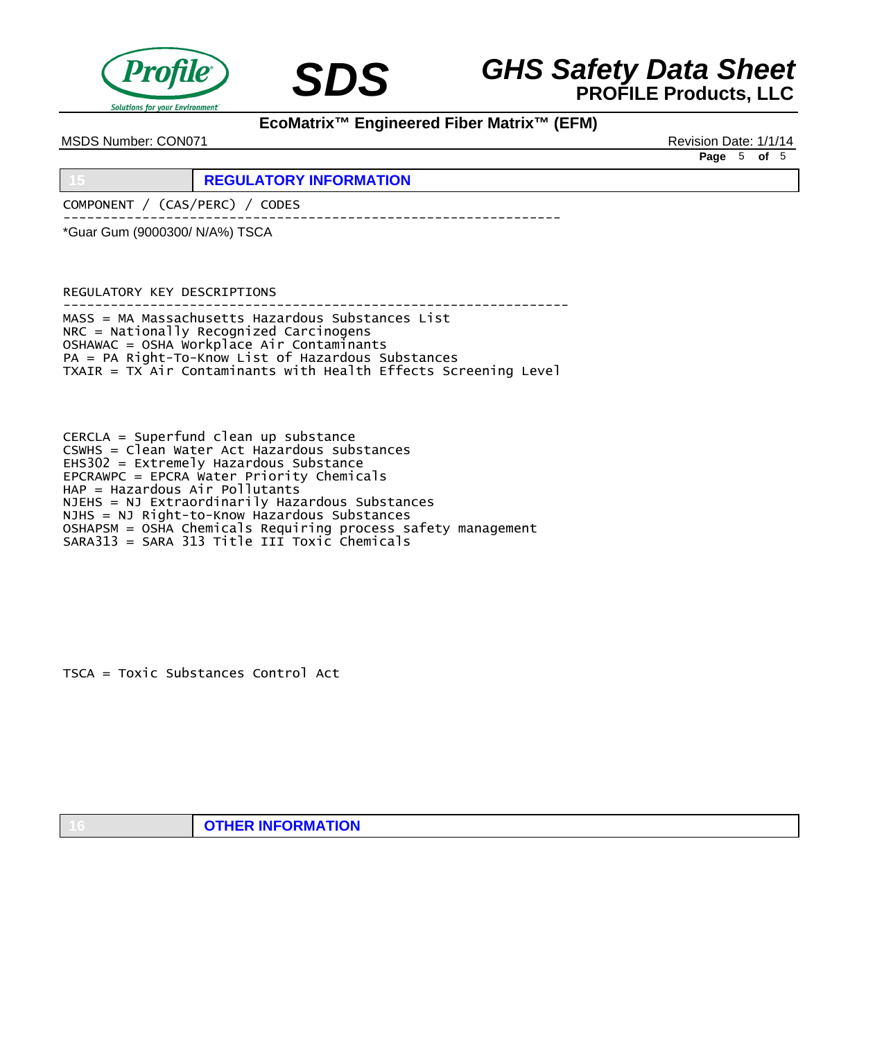## 15 REGULATORY INFORMATION

```
COMPONENT / (CAS/PERC) / CODES
----------------------------------------------------------------
```

*Guar Gum (9000300/ N/A%) TSCA

```
REGULATORY KEY DESCRIPTIONS
----------------------------------------------------------------
MASS = MA Massachusetts Hazardous Substances List
NRC = Nationally Recognized Carcinogens
OSHAWAC = OSHA Workplace Air Contaminants
PA = PA Right-To-Know List of Hazardous Substances
TXAIR = TX Air Contaminants with Health Effects Screening Level

CERCLA = Superfund clean up substance
CSWHS = Clean Water Act Hazardous substances
EHS302 = Extremely Hazardous Substance
EPCRAWPC = EPCRA Water Priority Chemicals
HAP = Hazardous Air Pollutants
NJEHS = NJ Extraordinarily Hazardous Substances
NJHS = NJ Right-to-Know Hazardous Substances
OSHAPSM = OSHA Chemicals Requiring process safety management
SARA313 = SARA 313 Title III Toxic Chemicals

TSCA = Toxic Substances Control Act
```

## 16 OTHER INFORMATION